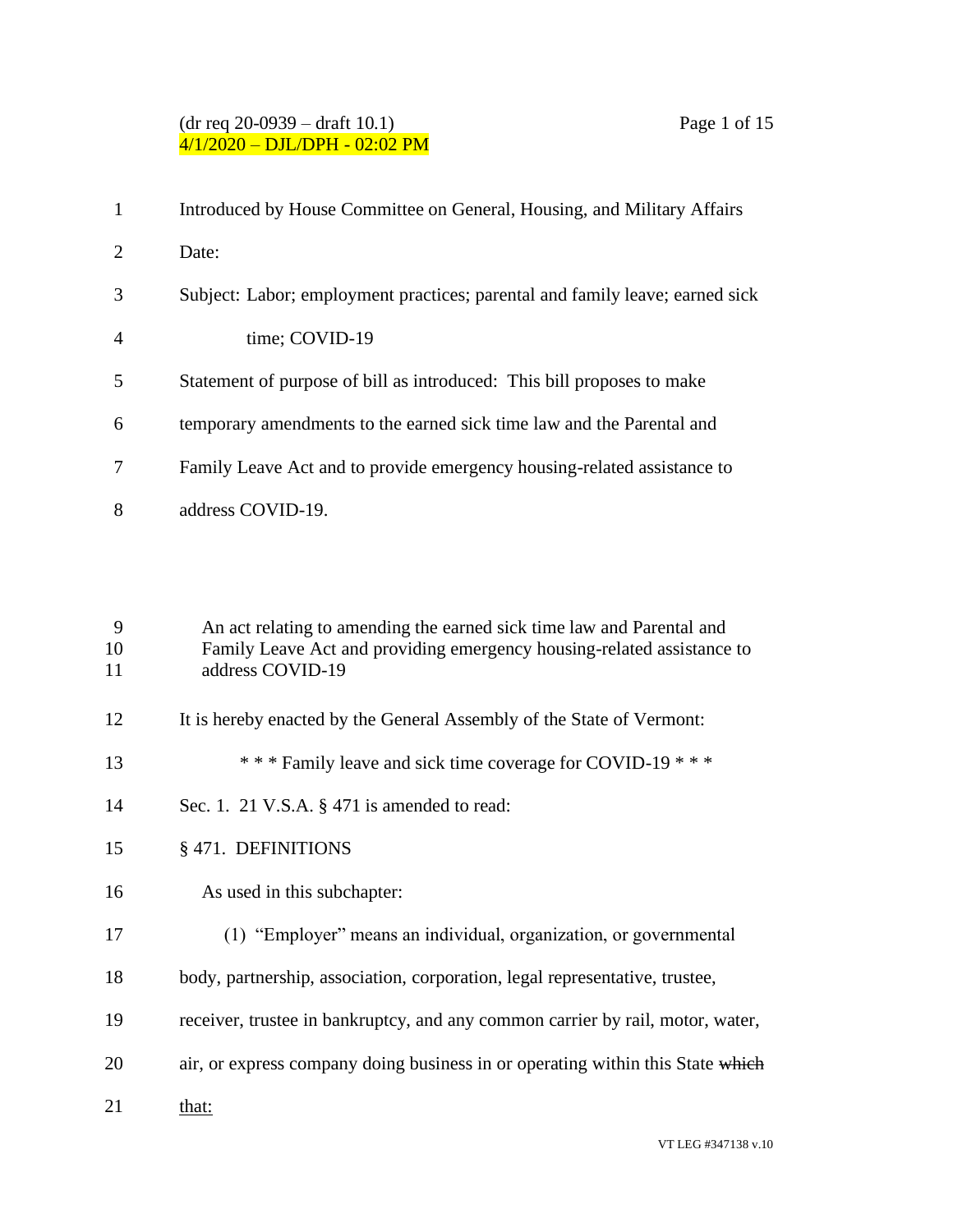(dr req 20-0939 – draft 10.1)
4/1/2020 – DJL/DPH - 02:02 PM

Introduced by House Committee on General, Housing, and Military Affairs

Date:

Subject: Labor; employment practices; parental and family leave; earned sick time; COVID-19

Statement of purpose of bill as introduced: This bill proposes to make temporary amendments to the earned sick time law and the Parental and Family Leave Act and to provide emergency housing-related assistance to address COVID-19.

An act relating to amending the earned sick time law and Parental and Family Leave Act and providing emergency housing-related assistance to address COVID-19

It is hereby enacted by the General Assembly of the State of Vermont:

\* \* \* Family leave and sick time coverage for COVID-19 \* \* \*

Sec. 1. 21 V.S.A. § 471 is amended to read:

§ 471. DEFINITIONS

As used in this subchapter:

(1) "Employer" means an individual, organization, or governmental body, partnership, association, corporation, legal representative, trustee, receiver, trustee in bankruptcy, and any common carrier by rail, motor, water, air, or express company doing business in or operating within this State ~~which~~ <u>that:</u>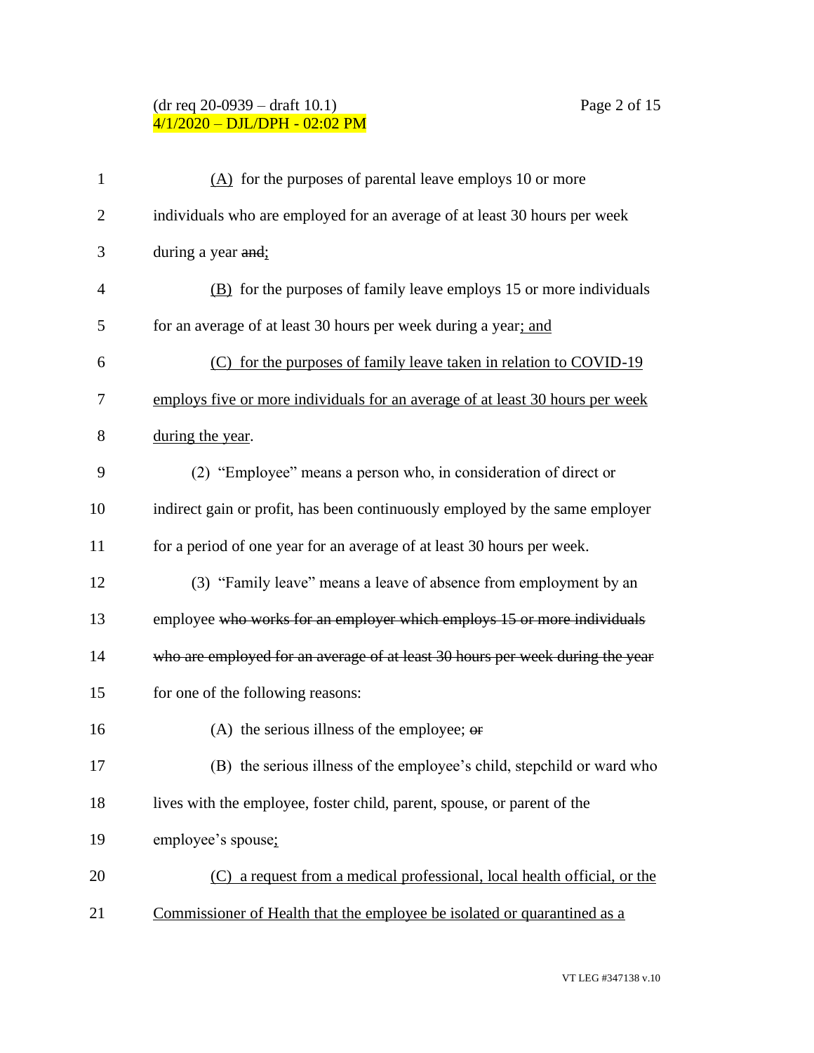(A) for the purposes of parental leave employs 10 or more individuals who are employed for an average of at least 30 hours per week during a year ~~and~~;

(B) for the purposes of family leave employs 15 or more individuals for an average of at least 30 hours per week during a year; and

(C) for the purposes of family leave taken in relation to COVID-19 employs five or more individuals for an average of at least 30 hours per week during the year.

(2) "Employee" means a person who, in consideration of direct or indirect gain or profit, has been continuously employed by the same employer for a period of one year for an average of at least 30 hours per week.

(3) "Family leave" means a leave of absence from employment by an employee ~~who works for an employer which employs 15 or more individuals who are employed for an average of at least 30 hours per week during the year~~ for one of the following reasons:

(A) the serious illness of the employee; ~~or~~

(B) the serious illness of the employee's child, stepchild or ward who lives with the employee, foster child, parent, spouse, or parent of the employee's spouse;

(C) a request from a medical professional, local health official, or the Commissioner of Health that the employee be isolated or quarantined as a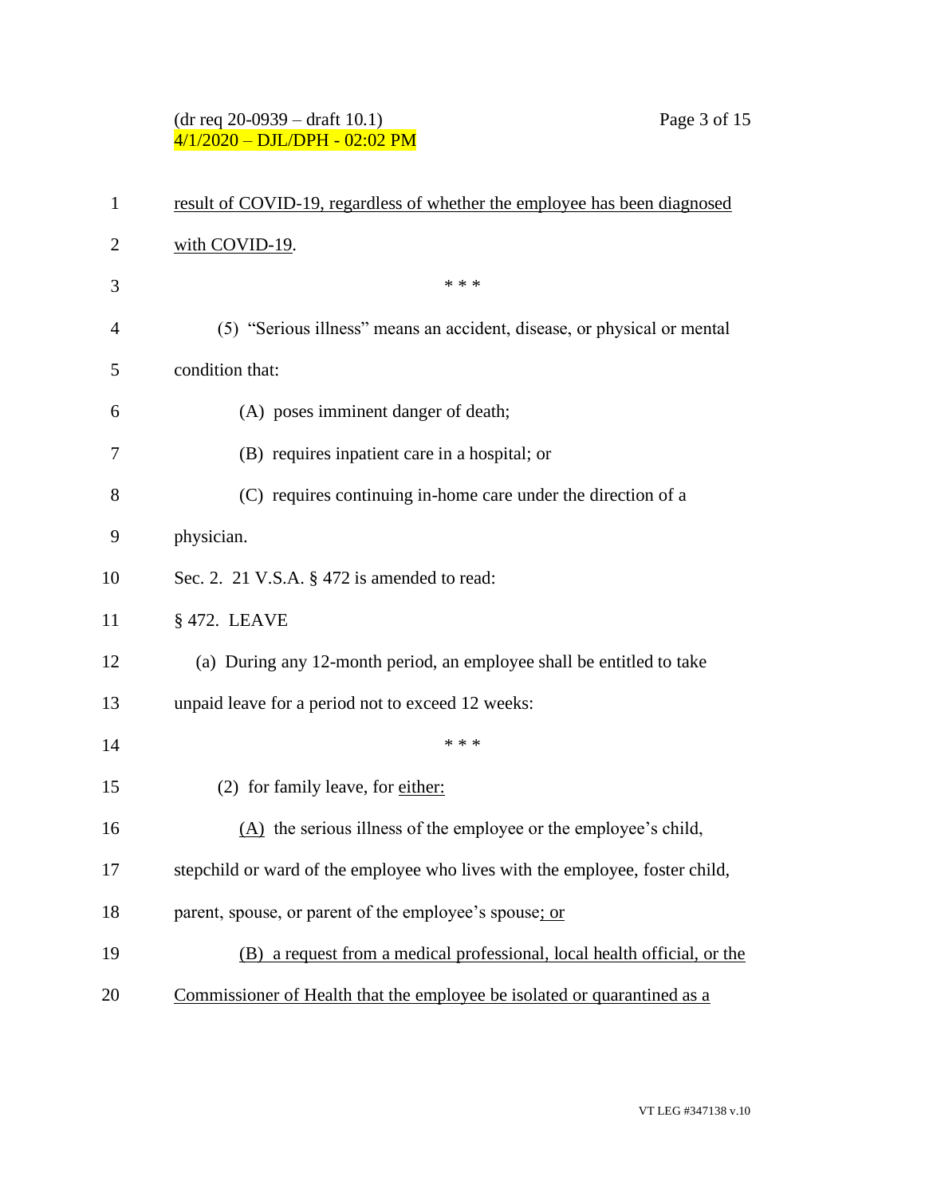result of COVID-19, regardless of whether the employee has been diagnosed with COVID-19.

\* \* \*

(5) "Serious illness" means an accident, disease, or physical or mental condition that:

(A) poses imminent danger of death;

(B) requires inpatient care in a hospital; or

(C) requires continuing in-home care under the direction of a physician.

Sec. 2. 21 V.S.A. § 472 is amended to read:

§ 472. LEAVE

(a) During any 12-month period, an employee shall be entitled to take unpaid leave for a period not to exceed 12 weeks:

\* \* \*

(2) for family leave, for either:

(A) the serious illness of the employee or the employee's child, stepchild or ward of the employee who lives with the employee, foster child, parent, spouse, or parent of the employee's spouse; or

(B) a request from a medical professional, local health official, or the Commissioner of Health that the employee be isolated or quarantined as a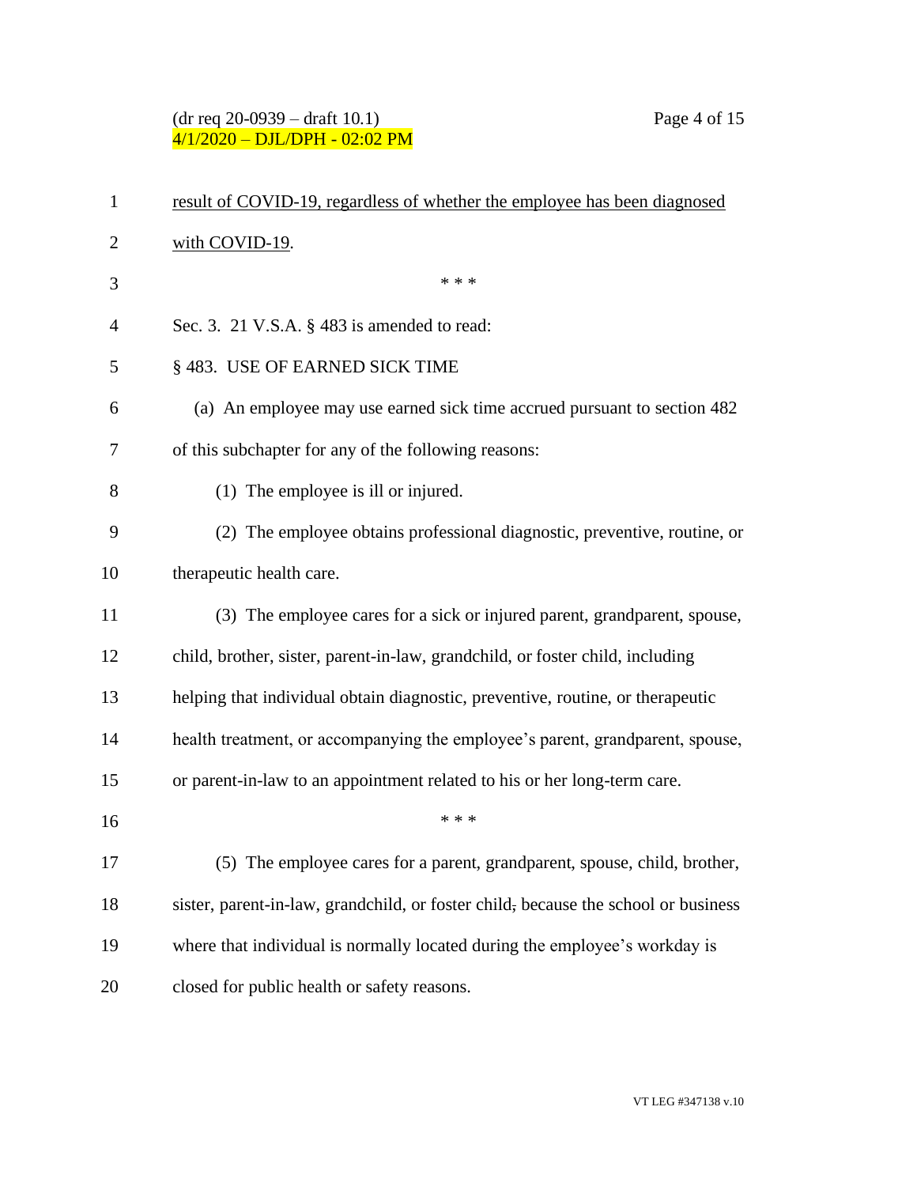result of COVID-19, regardless of whether the employee has been diagnosed with COVID-19.

\* \* \*

Sec. 3. 21 V.S.A. § 483 is amended to read:

§ 483. USE OF EARNED SICK TIME

(a) An employee may use earned sick time accrued pursuant to section 482 of this subchapter for any of the following reasons:

(1) The employee is ill or injured.

(2) The employee obtains professional diagnostic, preventive, routine, or therapeutic health care.

(3) The employee cares for a sick or injured parent, grandparent, spouse, child, brother, sister, parent-in-law, grandchild, or foster child, including helping that individual obtain diagnostic, preventive, routine, or therapeutic health treatment, or accompanying the employee's parent, grandparent, spouse, or parent-in-law to an appointment related to his or her long-term care.

\* \* \*

(5) The employee cares for a parent, grandparent, spouse, child, brother, sister, parent-in-law, grandchild, or foster child, because the school or business where that individual is normally located during the employee's workday is closed for public health or safety reasons.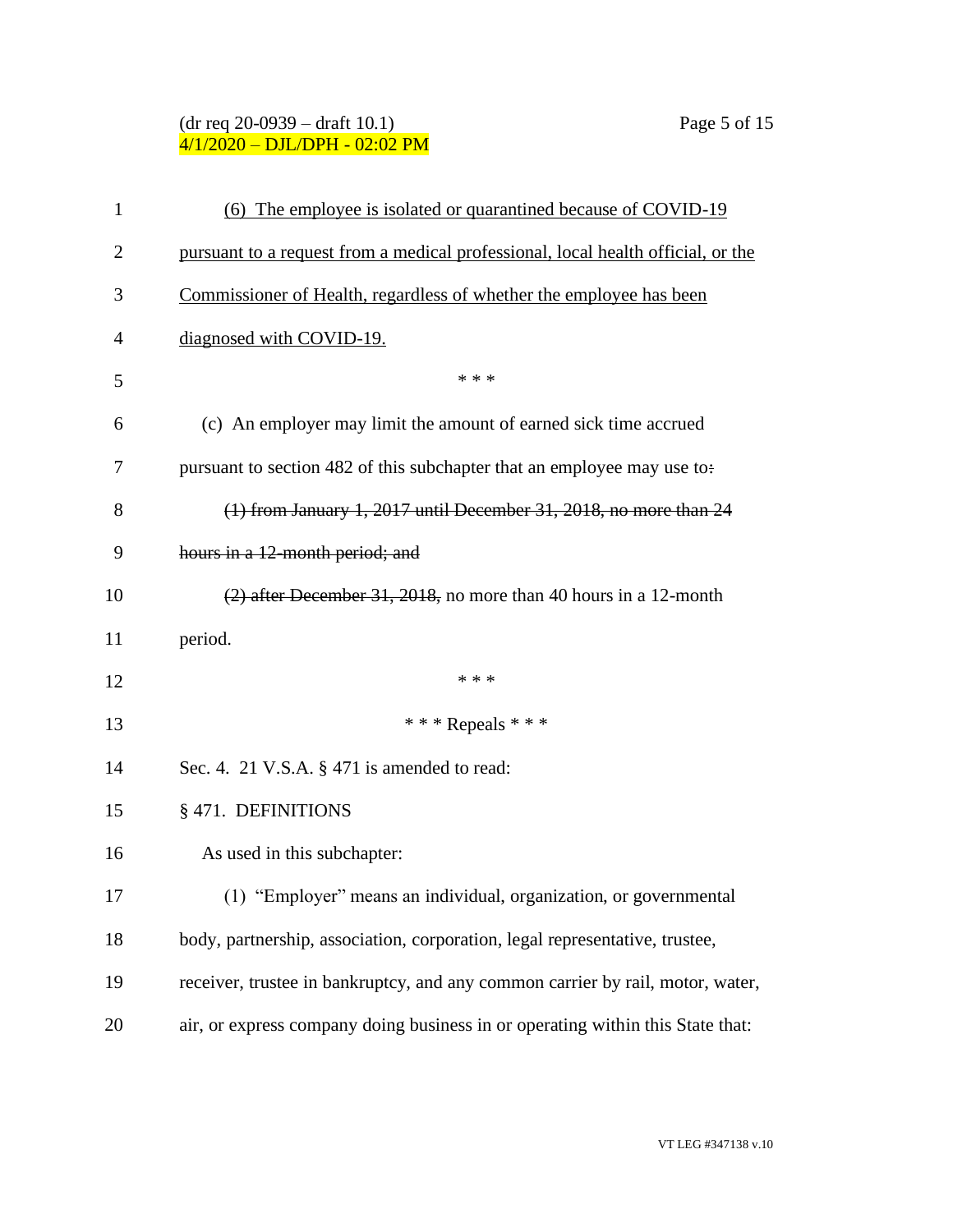(6) The employee is isolated or quarantined because of COVID-19 pursuant to a request from a medical professional, local health official, or the Commissioner of Health, regardless of whether the employee has been diagnosed with COVID-19.

\* \* \*

(c) An employer may limit the amount of earned sick time accrued pursuant to section 482 of this subchapter that an employee may use to~~:~~

~~(1) from January 1, 2017 until December 31, 2018, no more than 24 hours in a 12-month period; and~~

~~(2) after December 31, 2018,~~ no more than 40 hours in a 12-month period.

\* \* \*

\* \* \* Repeals \* \* \*

Sec. 4. 21 V.S.A. § 471 is amended to read:

§ 471. DEFINITIONS

As used in this subchapter:

(1) "Employer" means an individual, organization, or governmental body, partnership, association, corporation, legal representative, trustee, receiver, trustee in bankruptcy, and any common carrier by rail, motor, water, air, or express company doing business in or operating within this State that: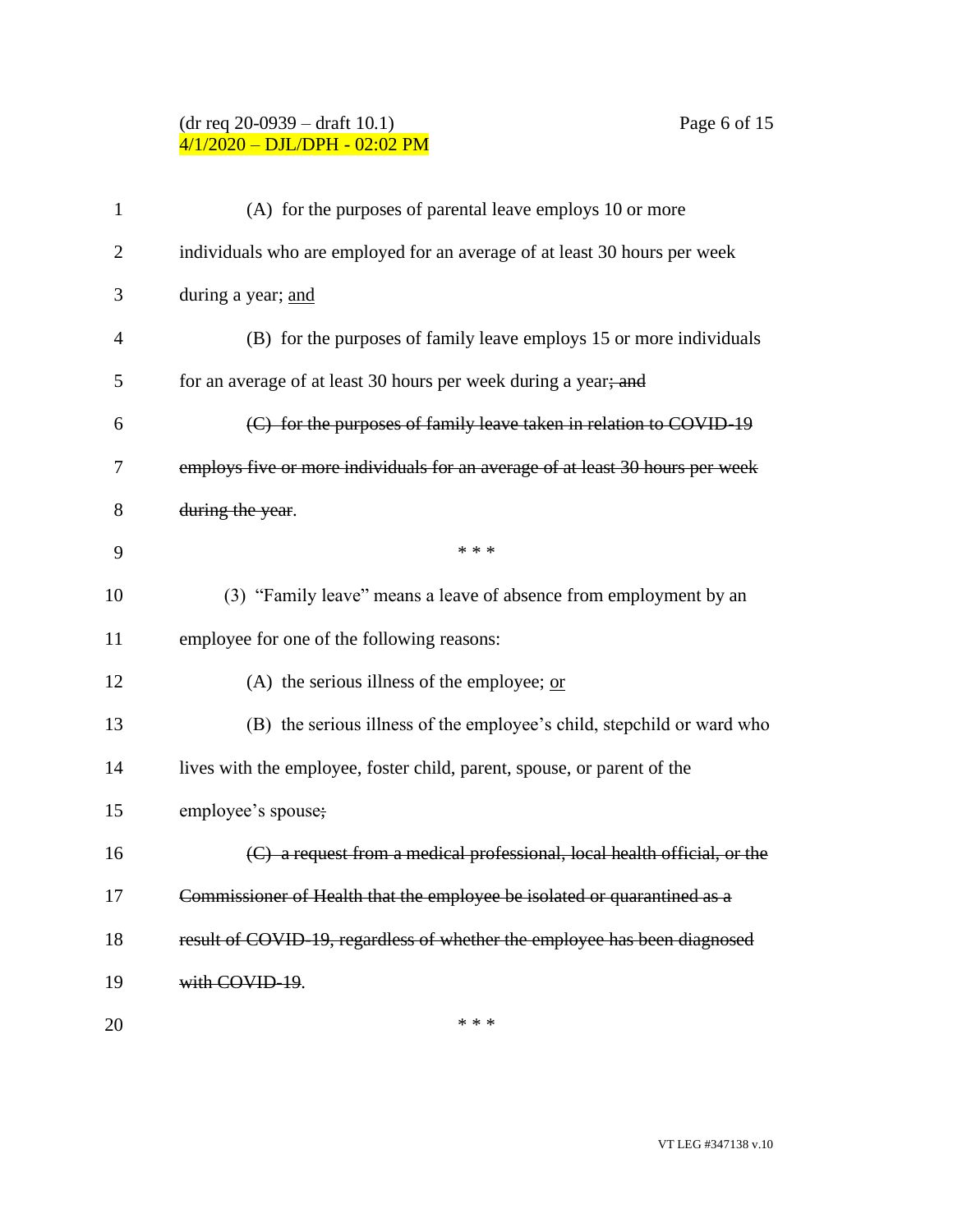(A) for the purposes of parental leave employs 10 or more individuals who are employed for an average of at least 30 hours per week during a year; <u>and</u>

(B) for the purposes of family leave employs 15 or more individuals for an average of at least 30 hours per week during a year~~; and~~

~~(C) for the purposes of family leave taken in relation to COVID-19 employs five or more individuals for an average of at least 30 hours per week during the year~~.

\* \* \*

(3) "Family leave" means a leave of absence from employment by an employee for one of the following reasons:

(A) the serious illness of the employee; <u>or</u>

(B) the serious illness of the employee's child, stepchild or ward who lives with the employee, foster child, parent, spouse, or parent of the employee's spouse~~;~~

~~(C) a request from a medical professional, local health official, or the Commissioner of Health that the employee be isolated or quarantined as a result of COVID-19, regardless of whether the employee has been diagnosed with COVID-19~~.

\* \* \*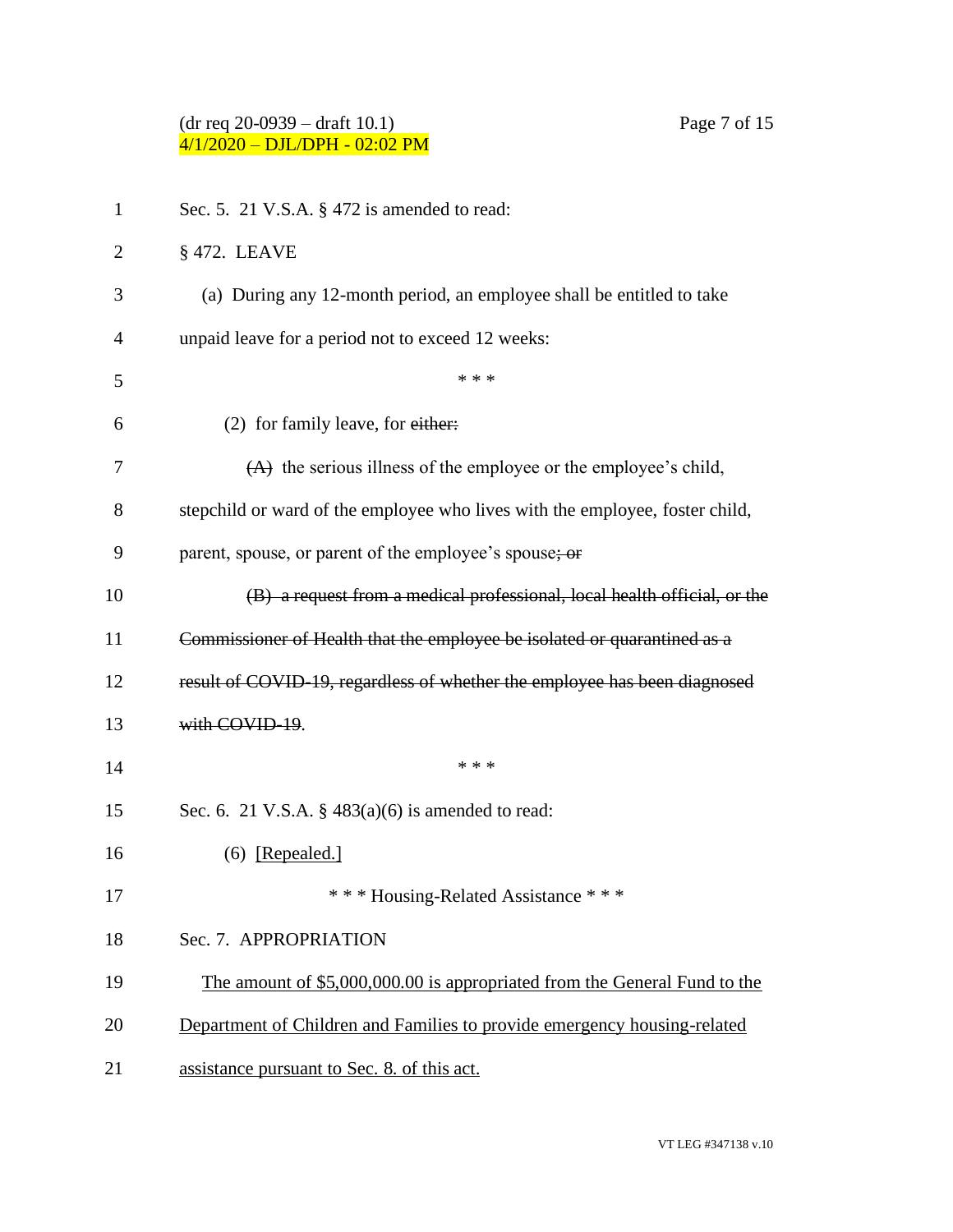Sec. 5. 21 V.S.A. § 472 is amended to read:

§ 472. LEAVE

(a) During any 12-month period, an employee shall be entitled to take unpaid leave for a period not to exceed 12 weeks:

\* \* \*

(2) for family leave, for ~~either:~~

~~(A)~~ the serious illness of the employee or the employee's child, stepchild or ward of the employee who lives with the employee, foster child, parent, spouse, or parent of the employee's spouse~~; or~~

~~(B) a request from a medical professional, local health official, or the Commissioner of Health that the employee be isolated or quarantined as a result of COVID-19, regardless of whether the employee has been diagnosed with COVID-19~~.

\* \* \*

Sec. 6. 21 V.S.A. § 483(a)(6) is amended to read:

(6) <u>[Repealed.]</u>

\* \* \* Housing-Related Assistance \* \* \*

Sec. 7. APPROPRIATION

<u>The amount of $5,000,000.00 is appropriated from the General Fund to the Department of Children and Families to provide emergency housing-related assistance pursuant to Sec. 8. of this act.</u>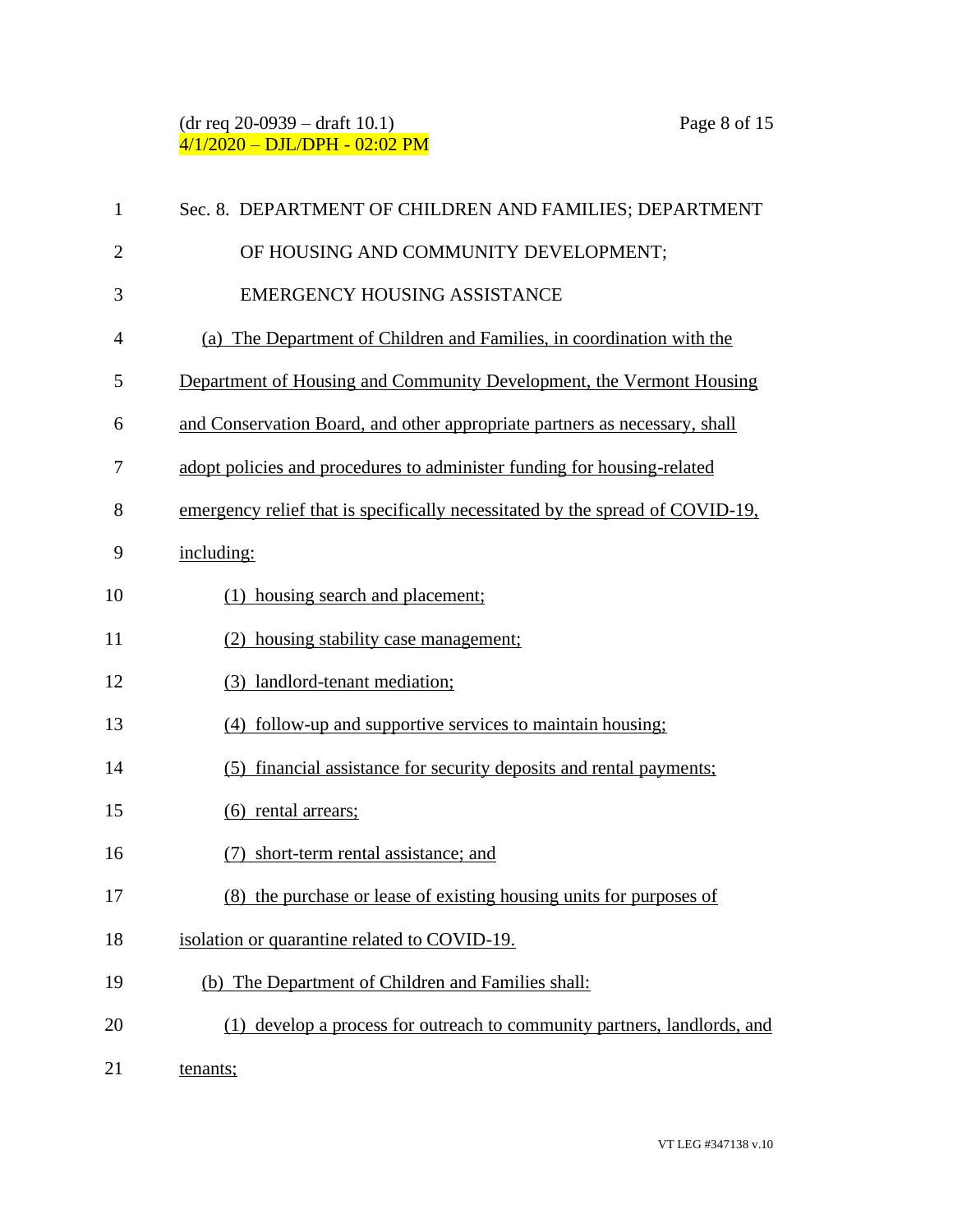Sec. 8. DEPARTMENT OF CHILDREN AND FAMILIES; DEPARTMENT OF HOUSING AND COMMUNITY DEVELOPMENT; EMERGENCY HOUSING ASSISTANCE

(a) The Department of Children and Families, in coordination with the Department of Housing and Community Development, the Vermont Housing and Conservation Board, and other appropriate partners as necessary, shall adopt policies and procedures to administer funding for housing-related emergency relief that is specifically necessitated by the spread of COVID-19, including:

(1) housing search and placement;

(2) housing stability case management;

(3) landlord-tenant mediation;

(4) follow-up and supportive services to maintain housing;

(5) financial assistance for security deposits and rental payments;

(6) rental arrears;

(7) short-term rental assistance; and

(8) the purchase or lease of existing housing units for purposes of isolation or quarantine related to COVID-19.

(b) The Department of Children and Families shall:

(1) develop a process for outreach to community partners, landlords, and tenants;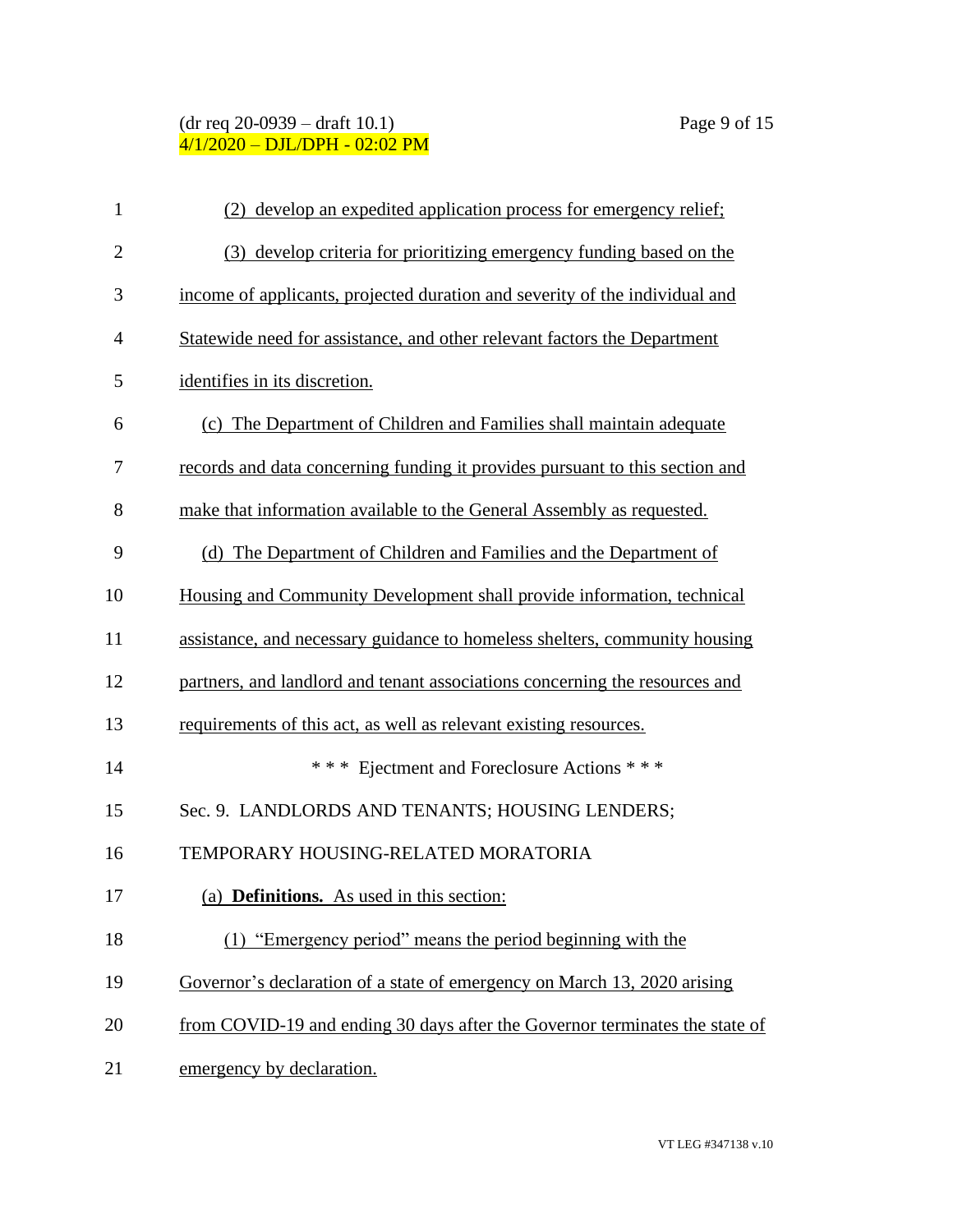(2) develop an expedited application process for emergency relief;

(3) develop criteria for prioritizing emergency funding based on the income of applicants, projected duration and severity of the individual and Statewide need for assistance, and other relevant factors the Department identifies in its discretion.

(c) The Department of Children and Families shall maintain adequate records and data concerning funding it provides pursuant to this section and make that information available to the General Assembly as requested.

(d) The Department of Children and Families and the Department of Housing and Community Development shall provide information, technical assistance, and necessary guidance to homeless shelters, community housing partners, and landlord and tenant associations concerning the resources and requirements of this act, as well as relevant existing resources.

\* \* \* Ejectment and Foreclosure Actions \* \* \*

Sec. 9. LANDLORDS AND TENANTS; HOUSING LENDERS; TEMPORARY HOUSING-RELATED MORATORIA

(a) **Definitions.** As used in this section:

(1) "Emergency period" means the period beginning with the Governor's declaration of a state of emergency on March 13, 2020 arising from COVID-19 and ending 30 days after the Governor terminates the state of emergency by declaration.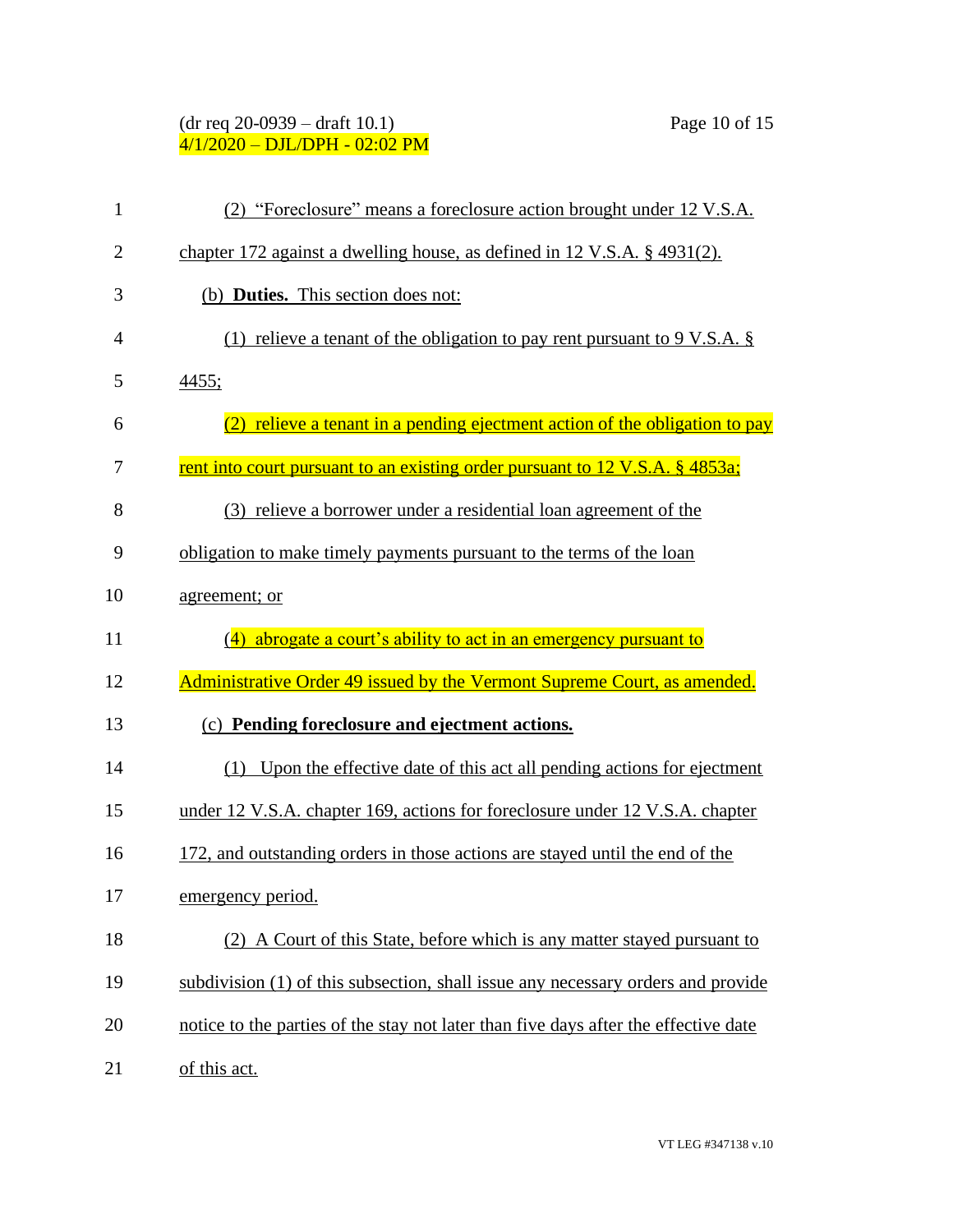(2) "Foreclosure" means a foreclosure action brought under 12 V.S.A. chapter 172 against a dwelling house, as defined in 12 V.S.A. § 4931(2).

(b) **Duties.** This section does not:

(1) relieve a tenant of the obligation to pay rent pursuant to 9 V.S.A. § 4455;

(2) relieve a tenant in a pending ejectment action of the obligation to pay rent into court pursuant to an existing order pursuant to 12 V.S.A. § 4853a;

(3) relieve a borrower under a residential loan agreement of the obligation to make timely payments pursuant to the terms of the loan agreement; or

(4) abrogate a court's ability to act in an emergency pursuant to Administrative Order 49 issued by the Vermont Supreme Court, as amended.

(c) **Pending foreclosure and ejectment actions.**

(1) Upon the effective date of this act all pending actions for ejectment under 12 V.S.A. chapter 169, actions for foreclosure under 12 V.S.A. chapter 172, and outstanding orders in those actions are stayed until the end of the emergency period.

(2) A Court of this State, before which is any matter stayed pursuant to subdivision (1) of this subsection, shall issue any necessary orders and provide notice to the parties of the stay not later than five days after the effective date of this act.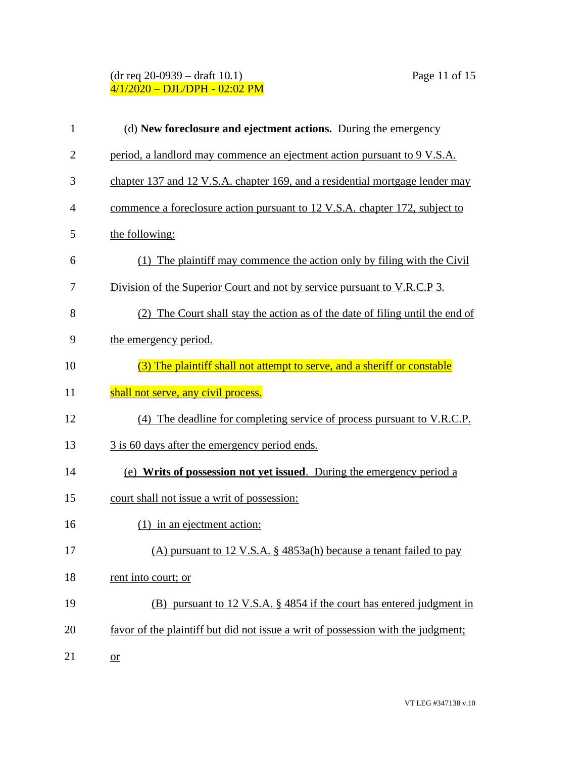(d) **New foreclosure and ejectment actions.** During the emergency period, a landlord may commence an ejectment action pursuant to 9 V.S.A. chapter 137 and 12 V.S.A. chapter 169, and a residential mortgage lender may commence a foreclosure action pursuant to 12 V.S.A. chapter 172, subject to the following:

(1) The plaintiff may commence the action only by filing with the Civil Division of the Superior Court and not by service pursuant to V.R.C.P 3.

(2) The Court shall stay the action as of the date of filing until the end of the emergency period.

(3) The plaintiff shall not attempt to serve, and a sheriff or constable shall not serve, any civil process.

(4) The deadline for completing service of process pursuant to V.R.C.P. 3 is 60 days after the emergency period ends.

(e) **Writs of possession not yet issued**. During the emergency period a court shall not issue a writ of possession:

(1) in an ejectment action:

(A) pursuant to 12 V.S.A. § 4853a(h) because a tenant failed to pay rent into court; or

(B) pursuant to 12 V.S.A. § 4854 if the court has entered judgment in favor of the plaintiff but did not issue a writ of possession with the judgment; or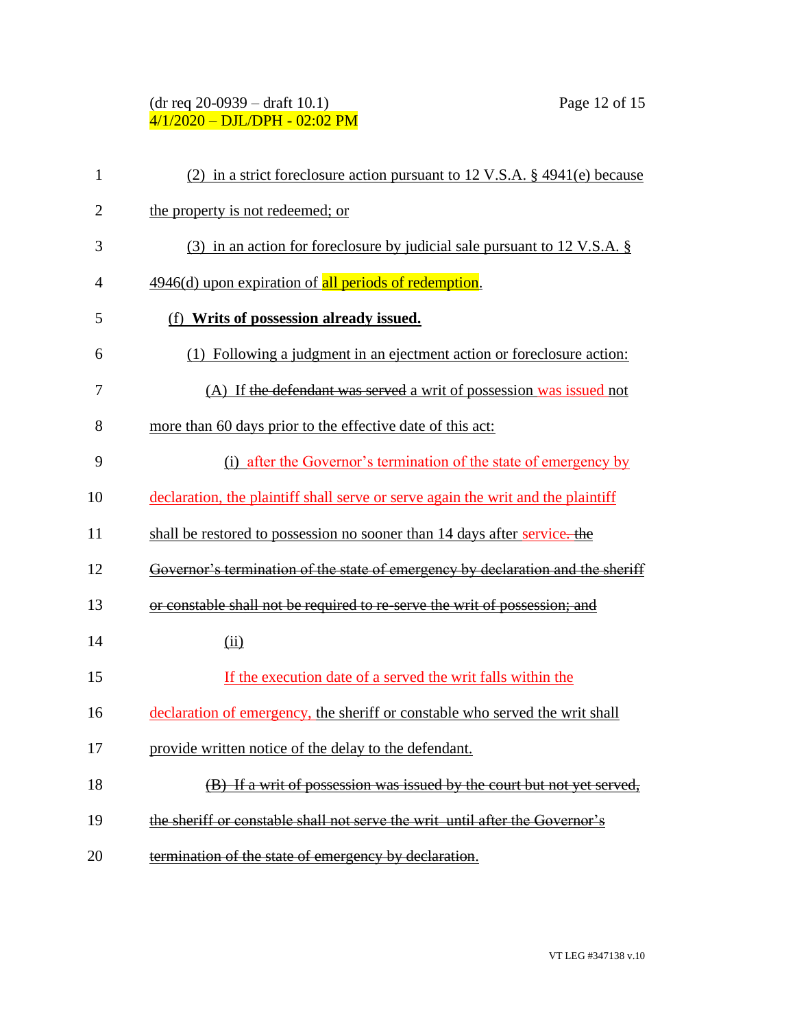(2) in a strict foreclosure action pursuant to 12 V.S.A. § 4941(e) because the property is not redeemed; or

(3) in an action for foreclosure by judicial sale pursuant to 12 V.S.A. § 4946(d) upon expiration of all periods of redemption.

(f) **Writs of possession already issued.**

(1) Following a judgment in an ejectment action or foreclosure action:

(A) If ~~the defendant was served~~ a writ of possession was issued not more than 60 days prior to the effective date of this act:

(i) after the Governor's termination of the state of emergency by declaration, the plaintiff shall serve or serve again the writ and the plaintiff shall be restored to possession no sooner than 14 days after service. ~~the Governor's termination of the state of emergency by declaration and the sheriff or constable shall not be required to re-serve the writ of possession; and~~

(ii)

If the execution date of a served the writ falls within the declaration of emergency, the sheriff or constable who served the writ shall provide written notice of the delay to the defendant.

~~(B) If a writ of possession was issued by the court but not yet served, the sheriff or constable shall not serve the writ until after the Governor's termination of the state of emergency by declaration.~~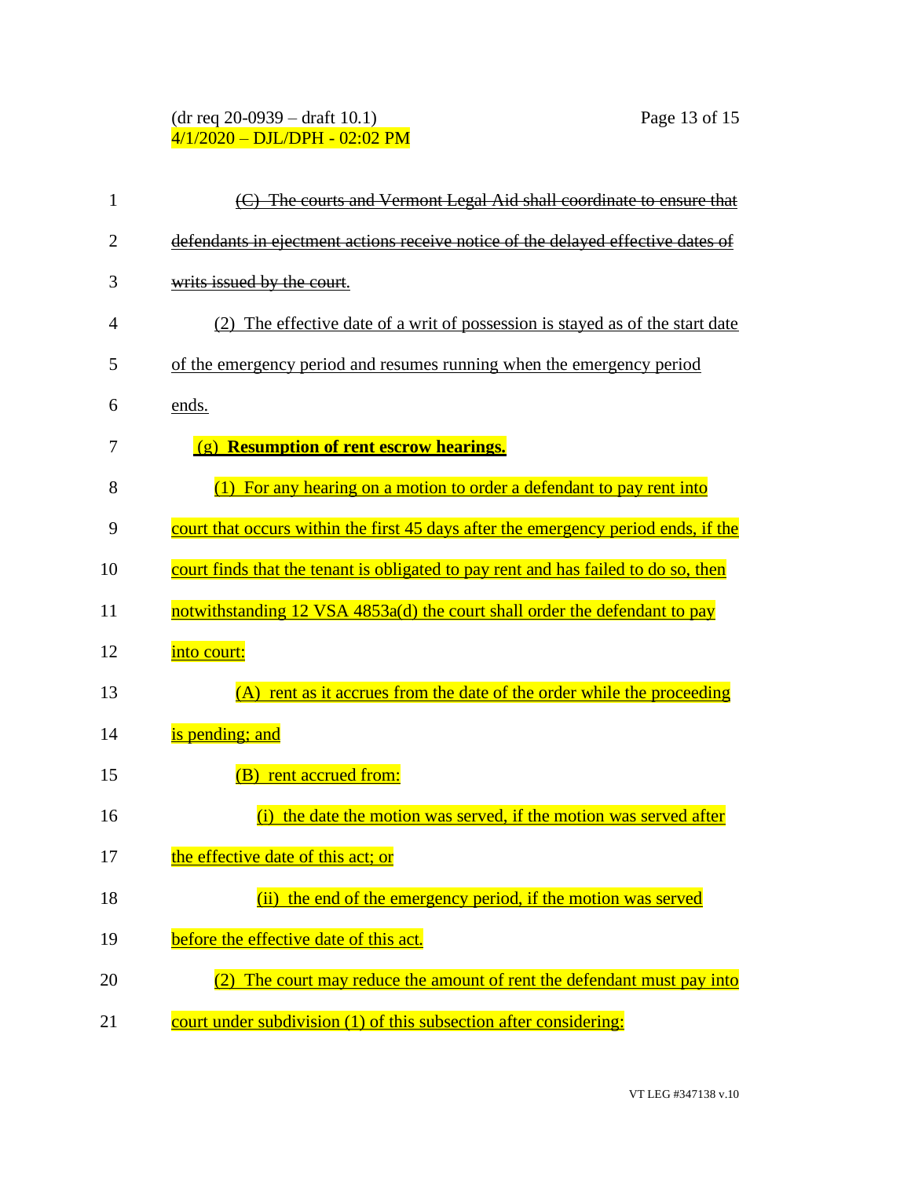~~(C) The courts and Vermont Legal Aid shall coordinate to ensure that defendants in ejectment actions receive notice of the delayed effective dates of writs issued by the court.~~

<u>(2) The effective date of a writ of possession is stayed as of the start date of the emergency period and resumes running when the emergency period ends.</u>

<u>(g) **Resumption of rent escrow hearings.**</u>

<u>(1) For any hearing on a motion to order a defendant to pay rent into court that occurs within the first 45 days after the emergency period ends, if the court finds that the tenant is obligated to pay rent and has failed to do so, then notwithstanding 12 VSA 4853a(d) the court shall order the defendant to pay into court:</u>

<u>(A) rent as it accrues from the date of the order while the proceeding is pending; and</u>

<u>(B) rent accrued from:</u>

<u>(i) the date the motion was served, if the motion was served after the effective date of this act; or</u>

<u>(ii) the end of the emergency period, if the motion was served before the effective date of this act.</u>

<u>(2) The court may reduce the amount of rent the defendant must pay into court under subdivision (1) of this subsection after considering:</u>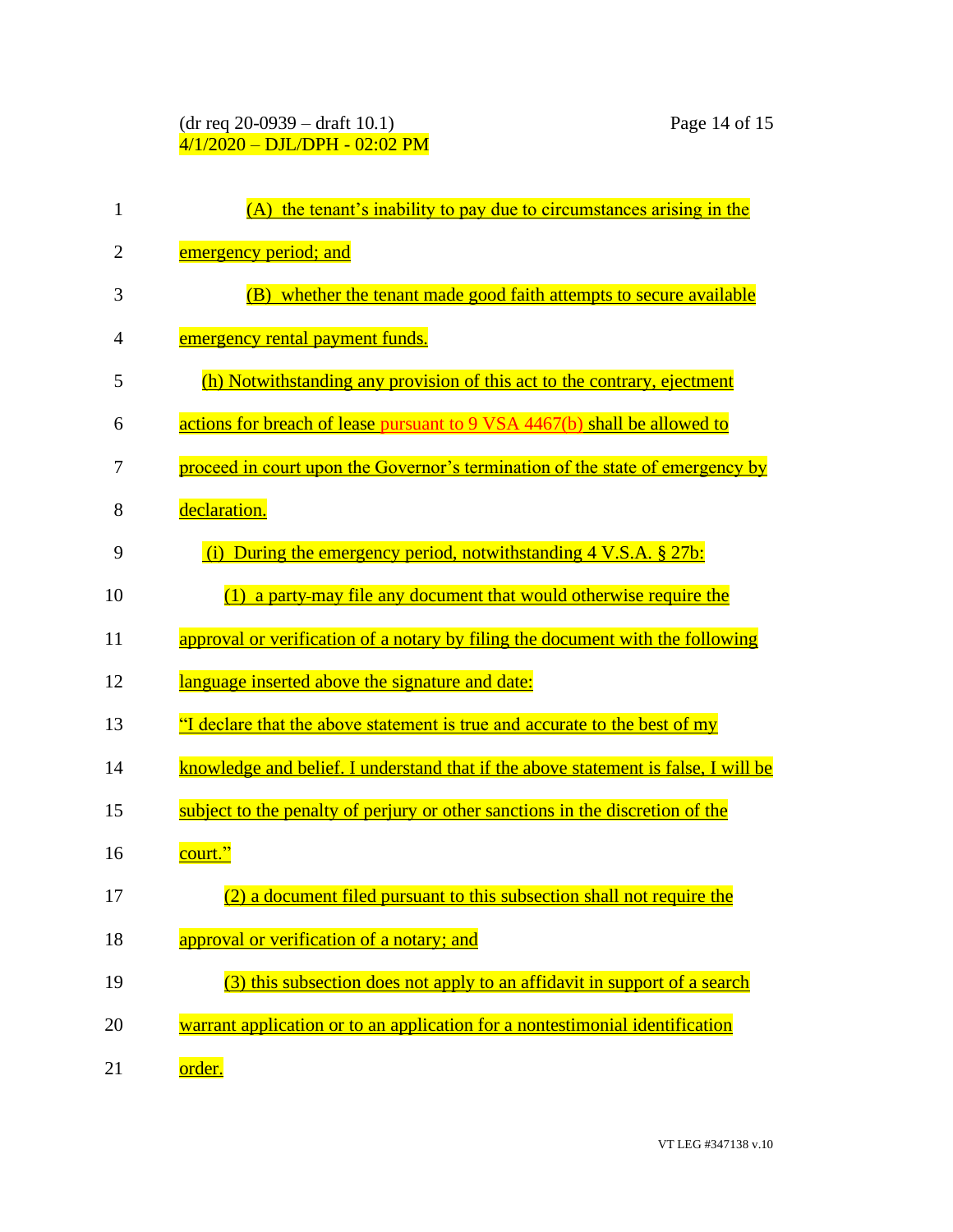(A) the tenant's inability to pay due to circumstances arising in the emergency period; and

(B) whether the tenant made good faith attempts to secure available emergency rental payment funds.

(h) Notwithstanding any provision of this act to the contrary, ejectment actions for breach of lease pursuant to 9 VSA 4467(b) shall be allowed to proceed in court upon the Governor's termination of the state of emergency by declaration.

(i) During the emergency period, notwithstanding 4 V.S.A. § 27b:

(1) a party-may file any document that would otherwise require the approval or verification of a notary by filing the document with the following language inserted above the signature and date:

"I declare that the above statement is true and accurate to the best of my knowledge and belief. I understand that if the above statement is false, I will be subject to the penalty of perjury or other sanctions in the discretion of the court."

(2) a document filed pursuant to this subsection shall not require the approval or verification of a notary; and

(3) this subsection does not apply to an affidavit in support of a search warrant application or to an application for a nontestimonial identification order.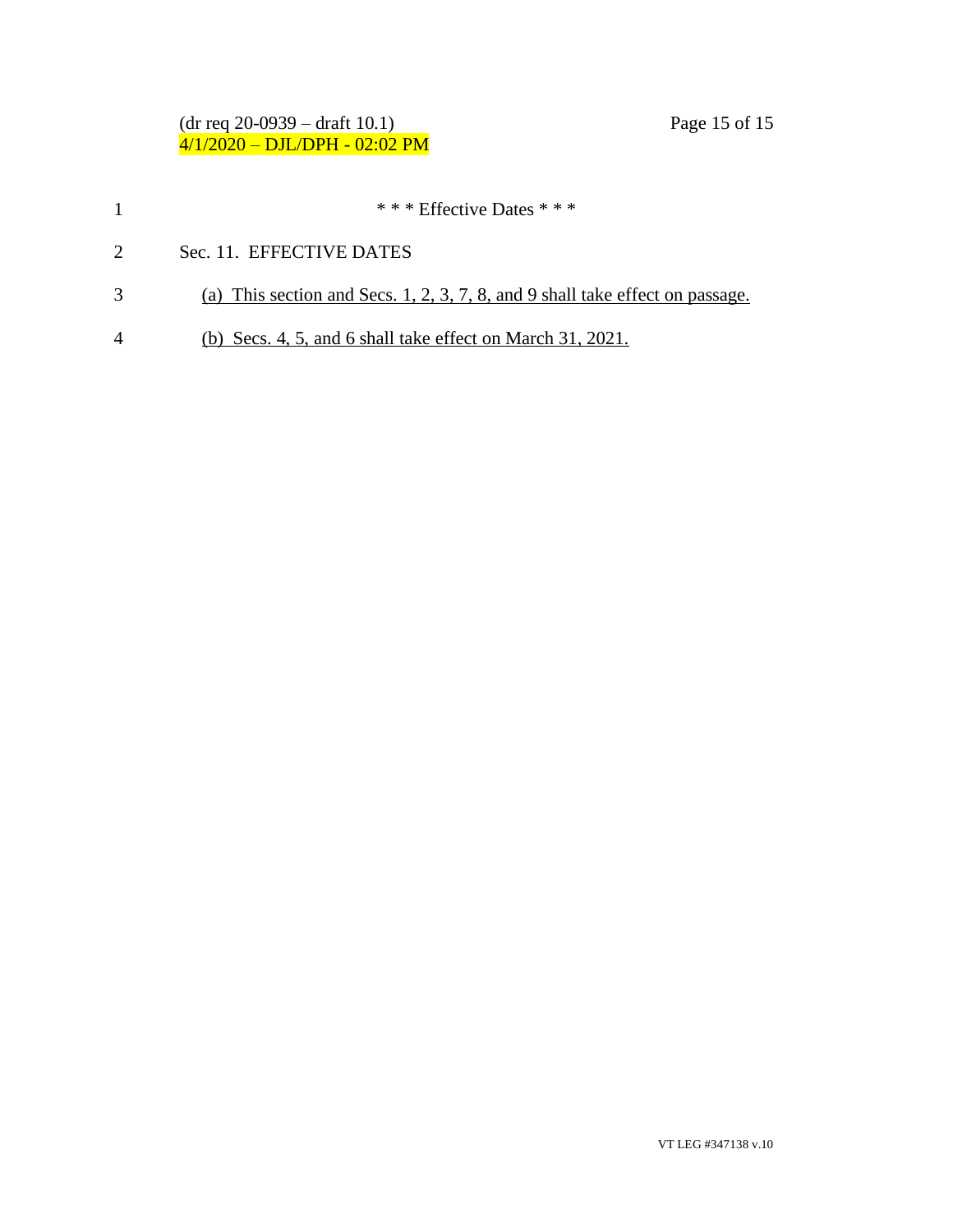\* \* \* Effective Dates \* \* \*

Sec. 11. EFFECTIVE DATES

(a) This section and Secs. 1, 2, 3, 7, 8, and 9 shall take effect on passage.

(b) Secs. 4, 5, and 6 shall take effect on March 31, 2021.